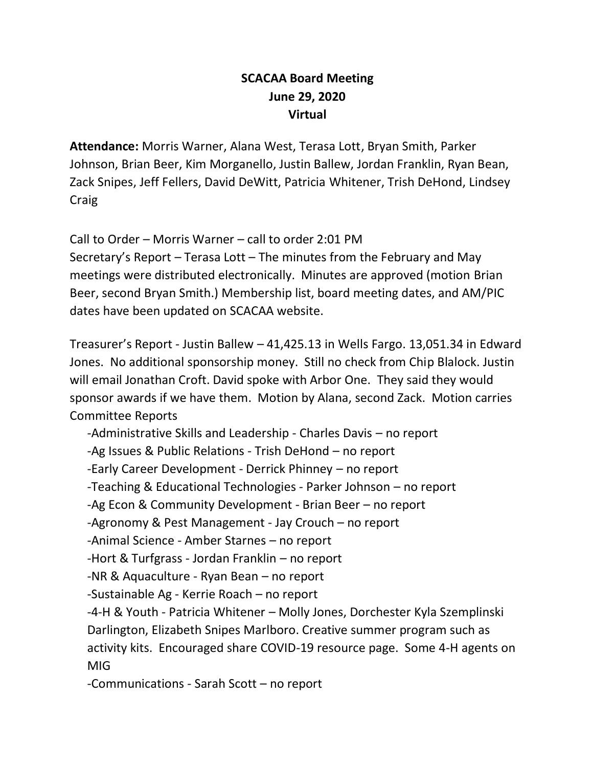# SCACAA Board Meeting
## June 29, 2020
## Virtual

**Attendance:** Morris Warner, Alana West, Terasa Lott, Bryan Smith, Parker Johnson, Brian Beer, Kim Morganello, Justin Ballew, Jordan Franklin, Ryan Bean, Zack Snipes, Jeff Fellers, David DeWitt, Patricia Whitener, Trish DeHond, Lindsey Craig

Call to Order – Morris Warner – call to order 2:01 PM

Secretary's Report – Terasa Lott – The minutes from the February and May meetings were distributed electronically. Minutes are approved (motion Brian Beer, second Bryan Smith.) Membership list, board meeting dates, and AM/PIC dates have been updated on SCACAA website.

Treasurer's Report - Justin Ballew – 41,425.13 in Wells Fargo. 13,051.34 in Edward Jones. No additional sponsorship money. Still no check from Chip Blalock. Justin will email Jonathan Croft. David spoke with Arbor One. They said they would sponsor awards if we have them. Motion by Alana, second Zack. Motion carries

Committee Reports

- -Administrative Skills and Leadership - Charles Davis – no report
- -Ag Issues & Public Relations - Trish DeHond – no report
- -Early Career Development - Derrick Phinney – no report
- -Teaching & Educational Technologies - Parker Johnson – no report
- -Ag Econ & Community Development - Brian Beer – no report
- -Agronomy & Pest Management - Jay Crouch – no report
- -Animal Science - Amber Starnes – no report
- -Hort & Turfgrass - Jordan Franklin – no report
- -NR & Aquaculture - Ryan Bean – no report
- -Sustainable Ag - Kerrie Roach – no report
- -4-H & Youth - Patricia Whitener – Molly Jones, Dorchester Kyla Szemplinski Darlington, Elizabeth Snipes Marlboro. Creative summer program such as activity kits. Encouraged share COVID-19 resource page. Some 4-H agents on MIG
- -Communications - Sarah Scott – no report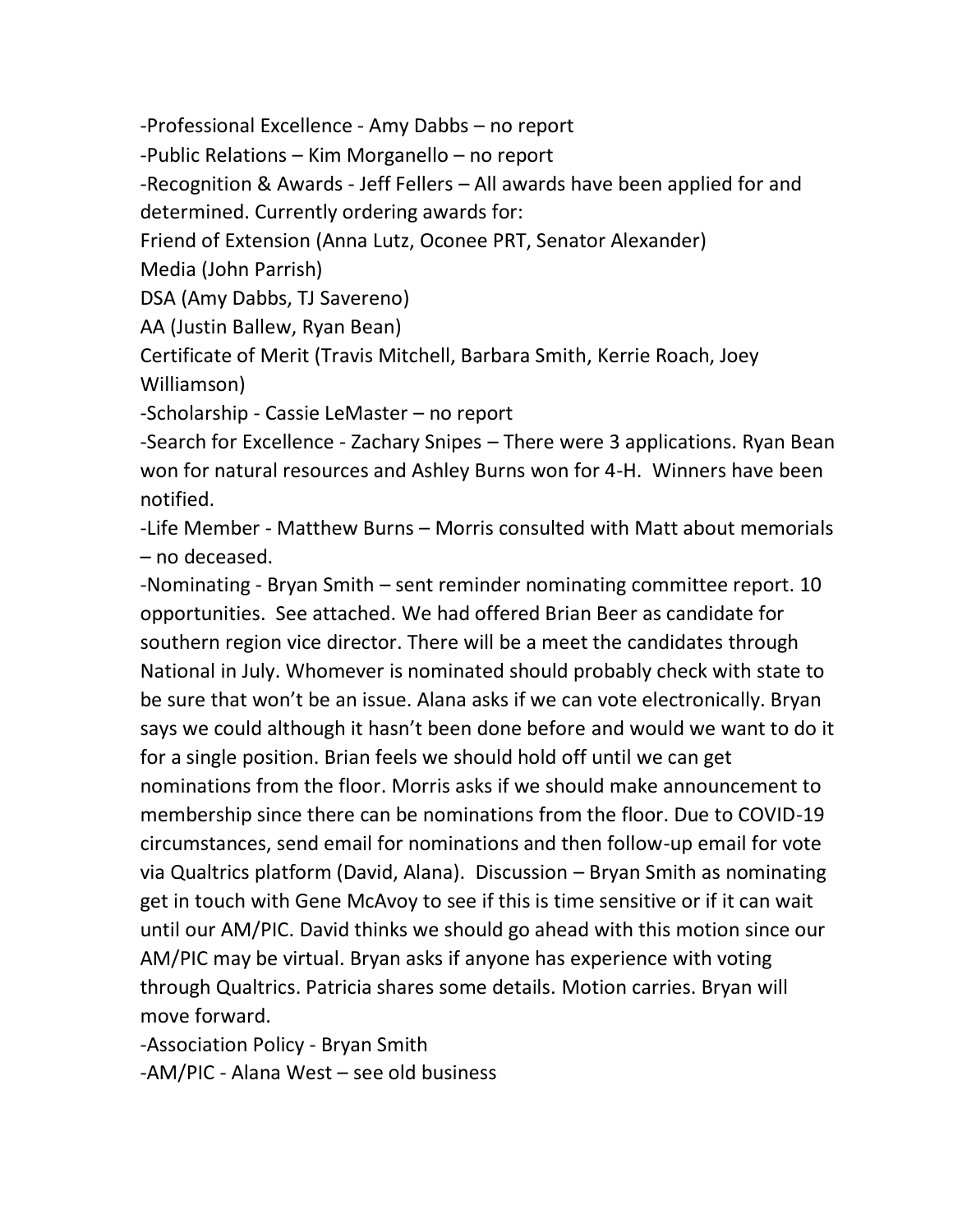-Professional Excellence - Amy Dabbs – no report

-Public Relations – Kim Morganello – no report

-Recognition & Awards - Jeff Fellers – All awards have been applied for and determined. Currently ordering awards for:

Friend of Extension (Anna Lutz, Oconee PRT, Senator Alexander)

Media (John Parrish)

DSA (Amy Dabbs, TJ Savereno)

AA (Justin Ballew, Ryan Bean)

Certificate of Merit (Travis Mitchell, Barbara Smith, Kerrie Roach, Joey Williamson)

-Scholarship - Cassie LeMaster – no report

-Search for Excellence - Zachary Snipes – There were 3 applications. Ryan Bean won for natural resources and Ashley Burns won for 4-H. Winners have been notified.

-Life Member - Matthew Burns – Morris consulted with Matt about memorials – no deceased.

-Nominating - Bryan Smith – sent reminder nominating committee report. 10 opportunities. See attached. We had offered Brian Beer as candidate for southern region vice director. There will be a meet the candidates through National in July. Whomever is nominated should probably check with state to be sure that won't be an issue. Alana asks if we can vote electronically. Bryan says we could although it hasn't been done before and would we want to do it for a single position. Brian feels we should hold off until we can get nominations from the floor. Morris asks if we should make announcement to membership since there can be nominations from the floor. Due to COVID-19 circumstances, send email for nominations and then follow-up email for vote via Qualtrics platform (David, Alana). Discussion – Bryan Smith as nominating get in touch with Gene McAvoy to see if this is time sensitive or if it can wait until our AM/PIC. David thinks we should go ahead with this motion since our AM/PIC may be virtual. Bryan asks if anyone has experience with voting through Qualtrics. Patricia shares some details. Motion carries. Bryan will move forward.

-Association Policy - Bryan Smith

-AM/PIC - Alana West – see old business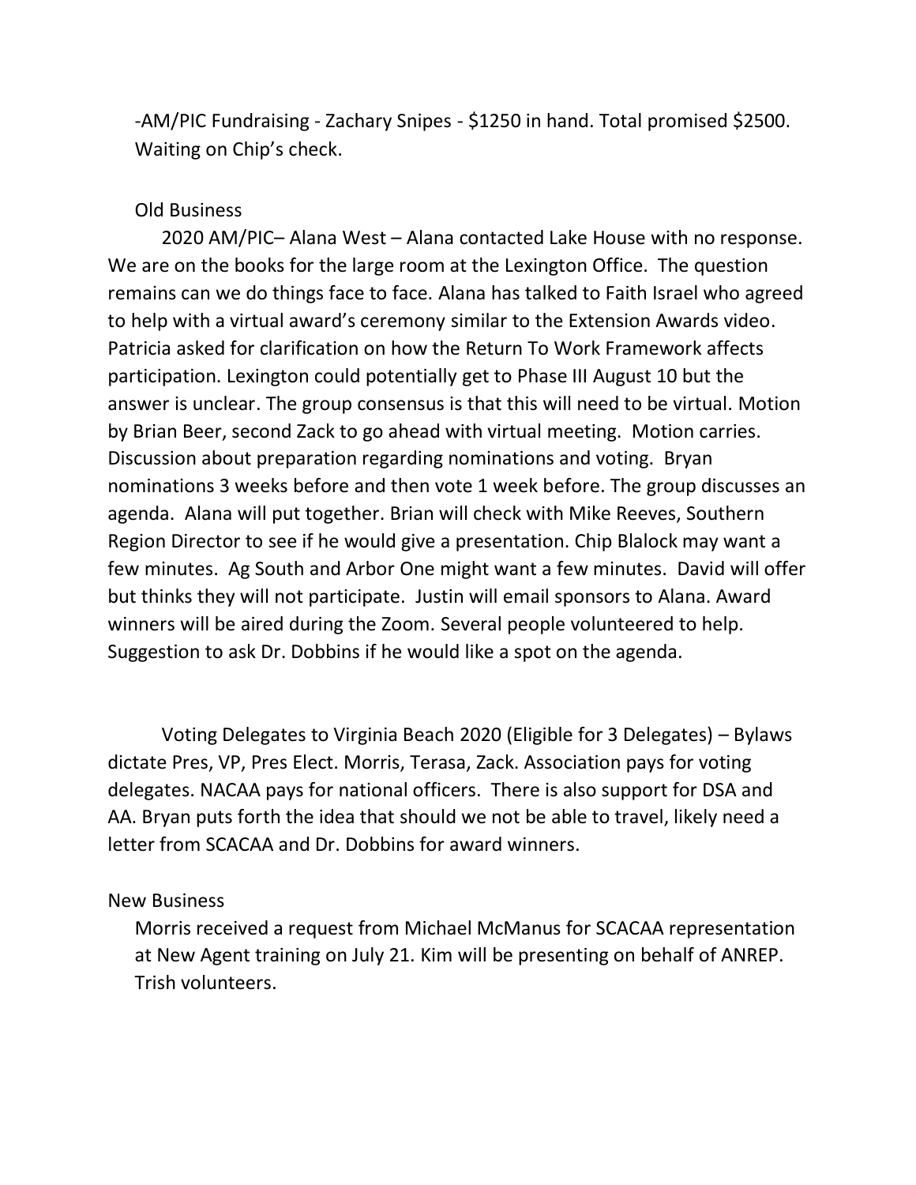-AM/PIC Fundraising - Zachary Snipes - $1250 in hand. Total promised $2500. Waiting on Chip's check.

Old Business

2020 AM/PIC– Alana West – Alana contacted Lake House with no response. We are on the books for the large room at the Lexington Office. The question remains can we do things face to face. Alana has talked to Faith Israel who agreed to help with a virtual award's ceremony similar to the Extension Awards video. Patricia asked for clarification on how the Return To Work Framework affects participation. Lexington could potentially get to Phase III August 10 but the answer is unclear. The group consensus is that this will need to be virtual. Motion by Brian Beer, second Zack to go ahead with virtual meeting. Motion carries. Discussion about preparation regarding nominations and voting. Bryan nominations 3 weeks before and then vote 1 week before. The group discusses an agenda. Alana will put together. Brian will check with Mike Reeves, Southern Region Director to see if he would give a presentation. Chip Blalock may want a few minutes. Ag South and Arbor One might want a few minutes. David will offer but thinks they will not participate. Justin will email sponsors to Alana. Award winners will be aired during the Zoom. Several people volunteered to help. Suggestion to ask Dr. Dobbins if he would like a spot on the agenda.

Voting Delegates to Virginia Beach 2020 (Eligible for 3 Delegates) – Bylaws dictate Pres, VP, Pres Elect. Morris, Terasa, Zack. Association pays for voting delegates. NACAA pays for national officers. There is also support for DSA and AA. Bryan puts forth the idea that should we not be able to travel, likely need a letter from SCACAA and Dr. Dobbins for award winners.

New Business

Morris received a request from Michael McManus for SCACAA representation at New Agent training on July 21. Kim will be presenting on behalf of ANREP. Trish volunteers.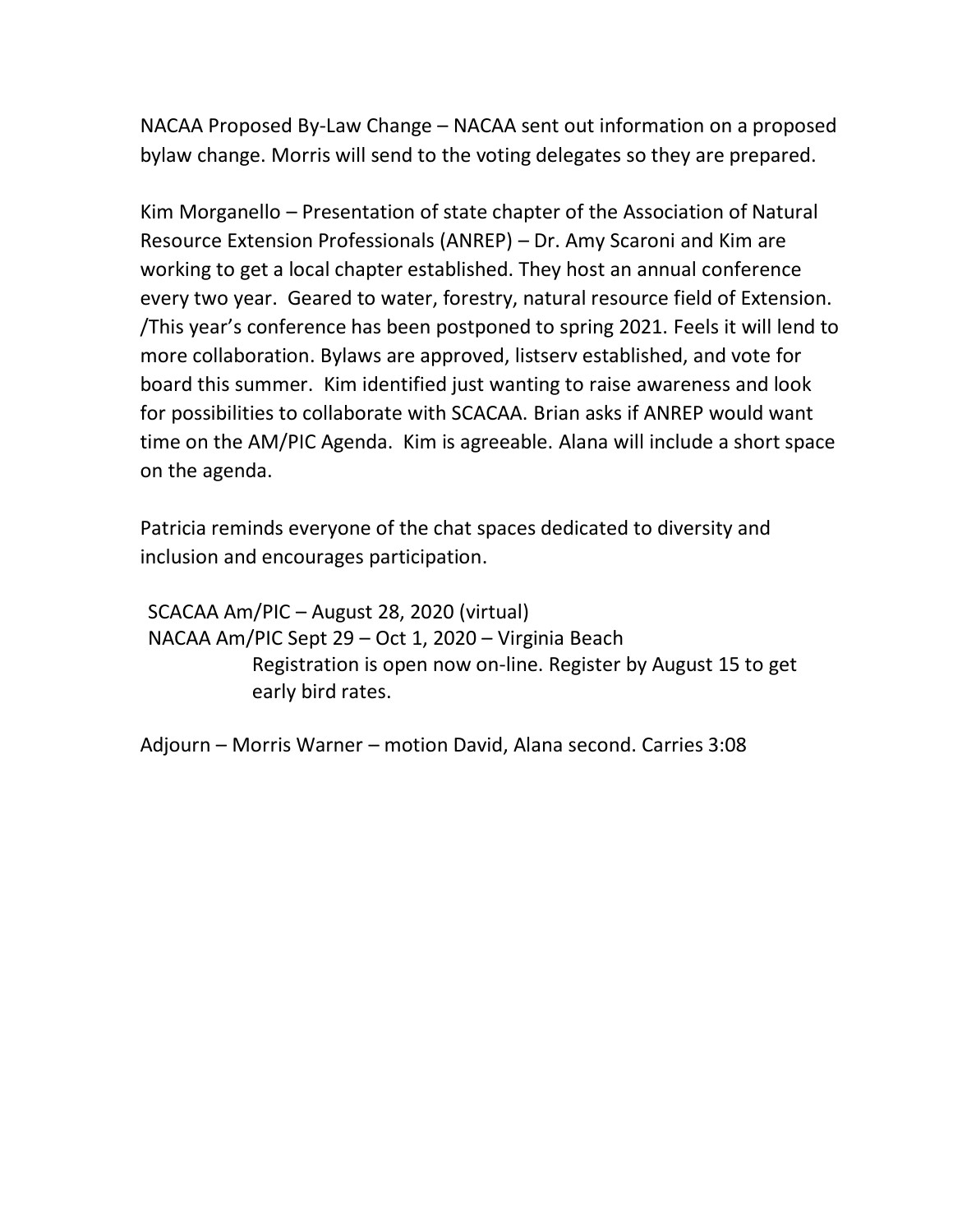NACAA Proposed By-Law Change – NACAA sent out information on a proposed bylaw change. Morris will send to the voting delegates so they are prepared.

Kim Morganello – Presentation of state chapter of the Association of Natural Resource Extension Professionals (ANREP) – Dr. Amy Scaroni and Kim are working to get a local chapter established. They host an annual conference every two year. Geared to water, forestry, natural resource field of Extension. /This year's conference has been postponed to spring 2021. Feels it will lend to more collaboration. Bylaws are approved, listserv established, and vote for board this summer. Kim identified just wanting to raise awareness and look for possibilities to collaborate with SCACAA. Brian asks if ANREP would want time on the AM/PIC Agenda. Kim is agreeable. Alana will include a short space on the agenda.

Patricia reminds everyone of the chat spaces dedicated to diversity and inclusion and encourages participation.

SCACAA Am/PIC – August 28, 2020 (virtual)
NACAA Am/PIC Sept 29 – Oct 1, 2020 – Virginia Beach
Registration is open now on-line. Register by August 15 to get early bird rates.

Adjourn – Morris Warner – motion David, Alana second. Carries 3:08